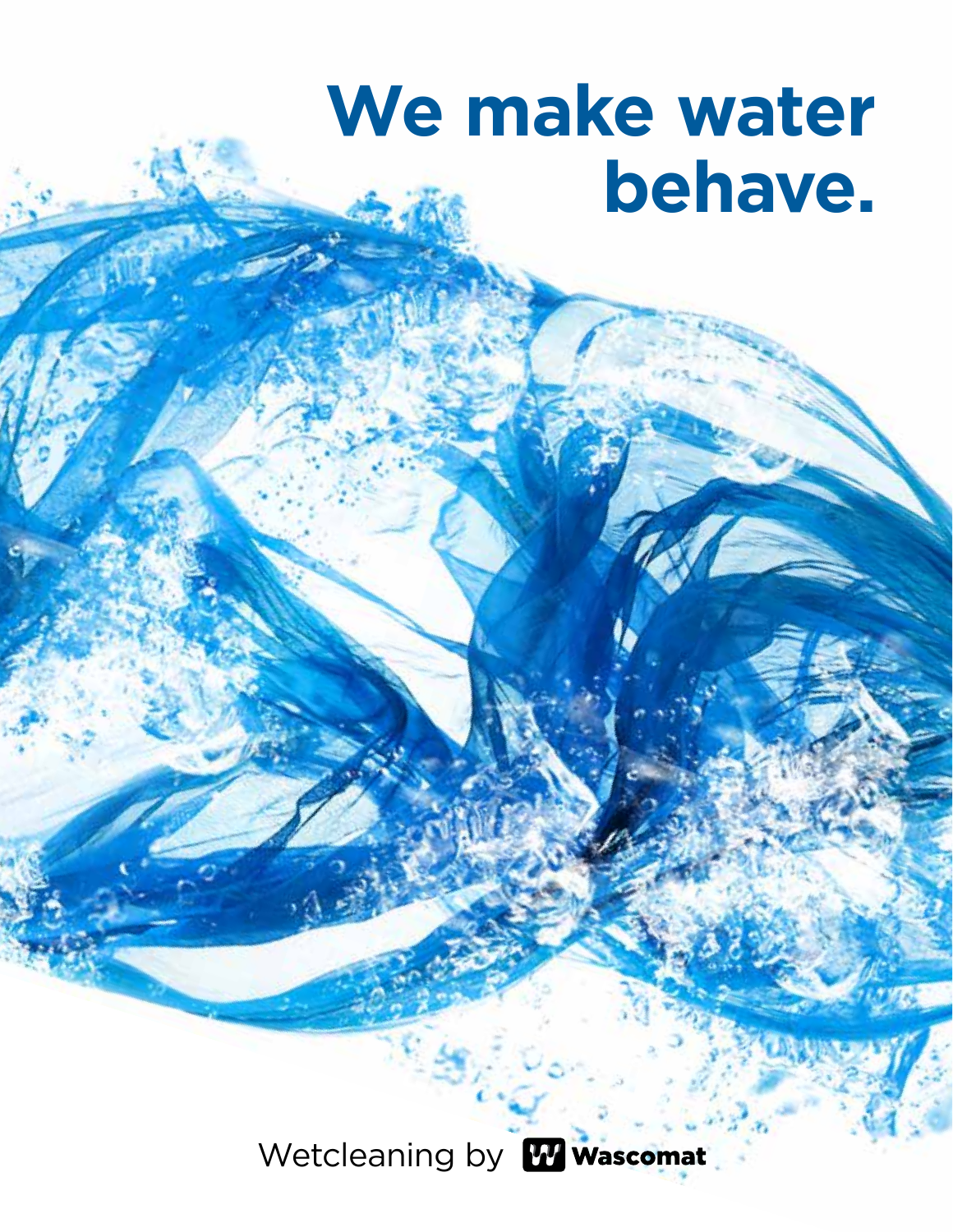# We make water behave.

Wetcleaning by Wascomat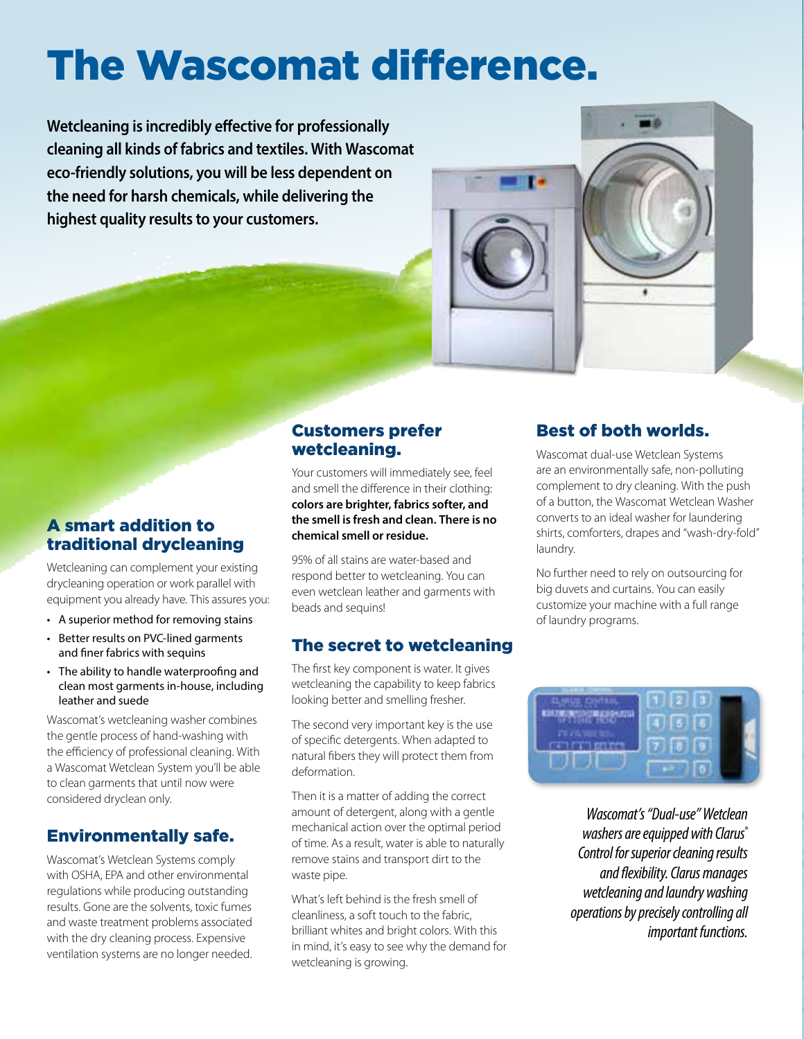# The Wascomat difference.

**Wetcleaning is incredibly effective for professionally cleaning all kinds of fabrics and textiles. With Wascomat eco-friendly solutions, you will be less dependent on the need for harsh chemicals, while delivering the highest quality results to your customers.**

## A smart addition to traditional drycleaning

Wetcleaning can complement your existing drycleaning operation or work parallel with equipment you already have. This assures you:

- A superior method for removing stains
- Better results on PVC-lined garments and finer fabrics with sequins
- The ability to handle waterproofing and clean most garments in-house, including leather and suede

Wascomat's wetcleaning washer combines the gentle process of hand-washing with the efficiency of professional cleaning. With a Wascomat Wetclean System you'll be able to clean garments that until now were considered dryclean only.

## Environmentally safe.

Wascomat's Wetclean Systems comply with OSHA, EPA and other environmental regulations while producing outstanding results. Gone are the solvents, toxic fumes and waste treatment problems associated with the dry cleaning process. Expensive ventilation systems are no longer needed.

## Customers prefer wetcleaning.

Your customers will immediately see, feel and smell the difference in their clothing: **colors are brighter, fabrics softer, and the smell is fresh and clean. There is no chemical smell or residue.**

95% of all stains are water-based and respond better to wetcleaning. You can even wetclean leather and garments with beads and sequins!

## The secret to wetcleaning

The first key component is water. It gives wetcleaning the capability to keep fabrics looking better and smelling fresher.

The second very important key is the use of specific detergents. When adapted to natural fibers they will protect them from deformation.

Then it is a matter of adding the correct amount of detergent, along with a gentle mechanical action over the optimal period of time. As a result, water is able to naturally remove stains and transport dirt to the waste pipe.

What's left behind is the fresh smell of cleanliness, a soft touch to the fabric, brilliant whites and bright colors. With this in mind, it's easy to see why the demand for wetcleaning is growing.

## Best of both worlds.

Wascomat dual-use Wetclean Systems are an environmentally safe, non-polluting complement to dry cleaning. With the push of a button, the Wascomat Wetclean Washer converts to an ideal washer for laundering shirts, comforters, drapes and "wash-dry-fold" laundry.

No further need to rely on outsourcing for big duvets and curtains. You can easily customize your machine with a full range of laundry programs.

*Wascomat's "Dual-use" Wetclean washers are equipped with Clarus® Control for superior cleaning results and flexibility. Clarus manages wetcleaning and laundry washing operations by precisely controlling all important functions.*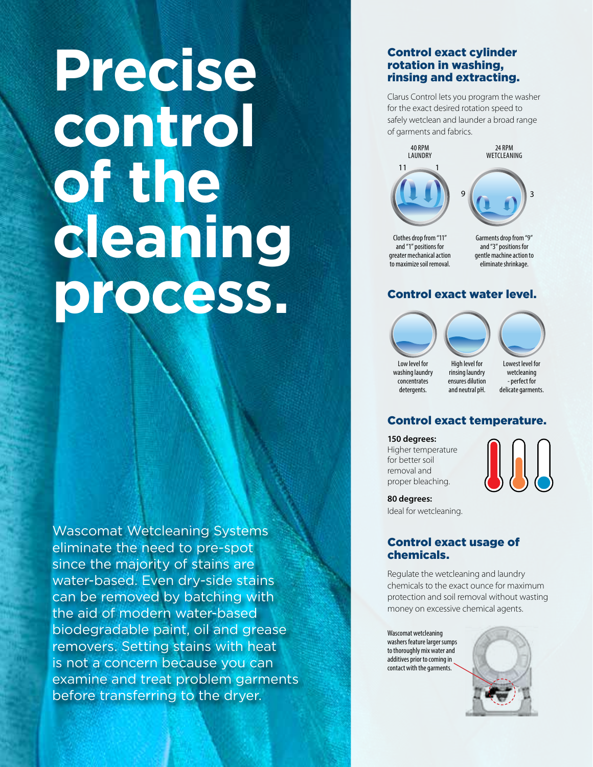# Precise control of the cleaning process.

Wascomat Wetcleaning Systems eliminate the need to pre-spot since the majority of stains are water-based. Even dry-side stains can be removed by batching with the aid of modern water-based biodegradable paint, oil and grease removers. Setting stains with heat is not a concern because you can examine and treat problem garments before transferring to the dryer.

## Control exact cylinder rotation in washing, rinsing and extracting.

Clarus Control lets you program the washer for the exact desired rotation speed to safely wetclean and launder a broad range of garments and fabrics.

40 RPM LAUNDRY

11 1

Clothes drop from "11" and "1" positions for greater mechanical action to maximize soil removal.

24 RPM WETCLEANING

9 3

Garments drop from "9" and "3" positions for gentle machine action to eliminate shrinkage.

## Control exact water level.

Low level for washing laundry concentrates detergents.

High level for rinsing laundry ensures dilution and neutral pH.

Lowest level for wetcleaning - perfect for delicate garments.

## Control exact temperature.

**150 degrees:**
Higher temperature for better soil removal and proper bleaching.

**80 degrees:**
Ideal for wetcleaning.

## Control exact usage of chemicals.

Regulate the wetcleaning and laundry chemicals to the exact ounce for maximum protection and soil removal without wasting money on excessive chemical agents.

Wascomat wetcleaning washers feature larger sumps to thoroughly mix water and additives prior to coming in contact with the garments.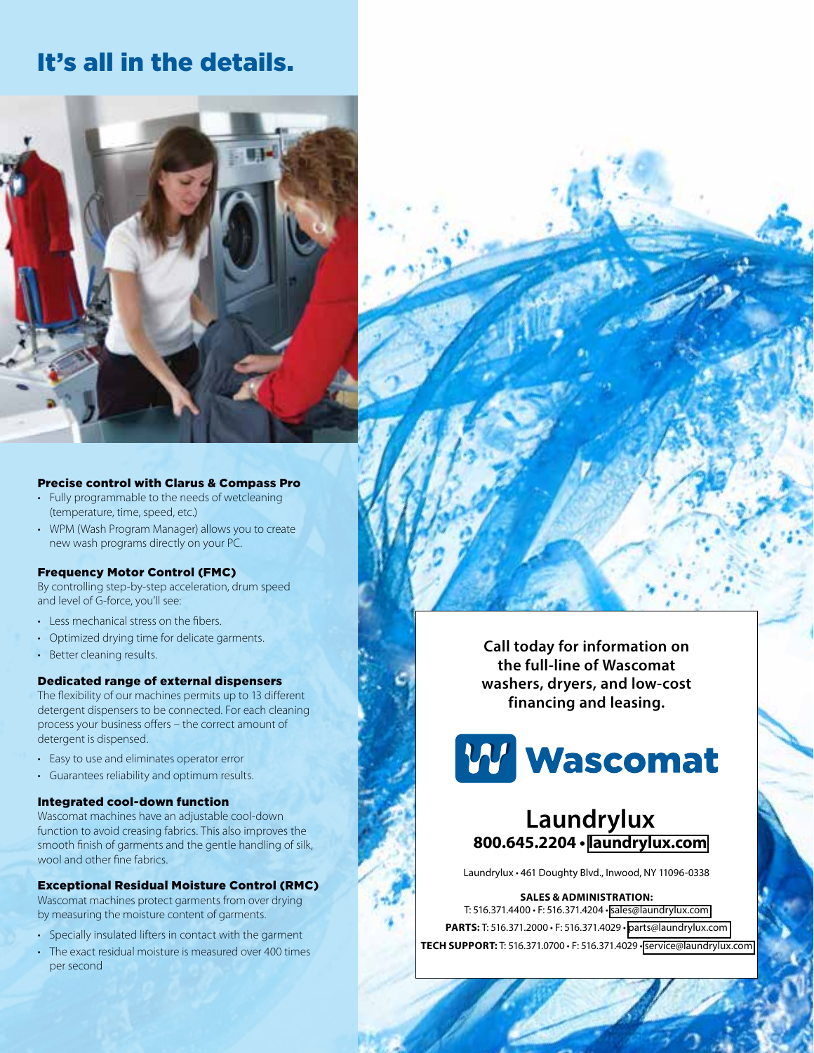# It's all in the details.

### Precise control with Clarus & Compass Pro

- Fully programmable to the needs of wetcleaning (temperature, time, speed, etc.)
- WPM (Wash Program Manager) allows you to create new wash programs directly on your PC.

### Frequency Motor Control (FMC)

By controlling step-by-step acceleration, drum speed and level of G-force, you'll see:

- Less mechanical stress on the fibers.
- Optimized drying time for delicate garments.
- Better cleaning results.

### Dedicated range of external dispensers

The flexibility of our machines permits up to 13 different detergent dispensers to be connected. For each cleaning process your business offers – the correct amount of detergent is dispensed.

- Easy to use and eliminates operator error
- Guarantees reliability and optimum results.

### Integrated cool-down function

Wascomat machines have an adjustable cool-down function to avoid creasing fabrics. This also improves the smooth finish of garments and the gentle handling of silk, wool and other fine fabrics.

### Exceptional Residual Moisture Control (RMC)

Wascomat machines protect garments from over drying by measuring the moisture content of garments.

- Specially insulated lifters in contact with the garment
- The exact residual moisture is measured over 400 times per second

**Call today for information on the full-line of Wascomat washers, dryers, and low-cost financing and leasing.**

**Wascomat**

## Laundrylux

**800.645.2204 • laundrylux.com**

Laundrylux • 461 Doughty Blvd., Inwood, NY 11096-0338

**SALES & ADMINISTRATION:**
T: 516.371.4400 • F: 516.371.4204 • sales@laundrylux.com

**PARTS:** T: 516.371.2000 • F: 516.371.4029 • parts@laundrylux.com

**TECH SUPPORT:** T: 516.371.0700 • F: 516.371.4029 • service@laundrylux.com